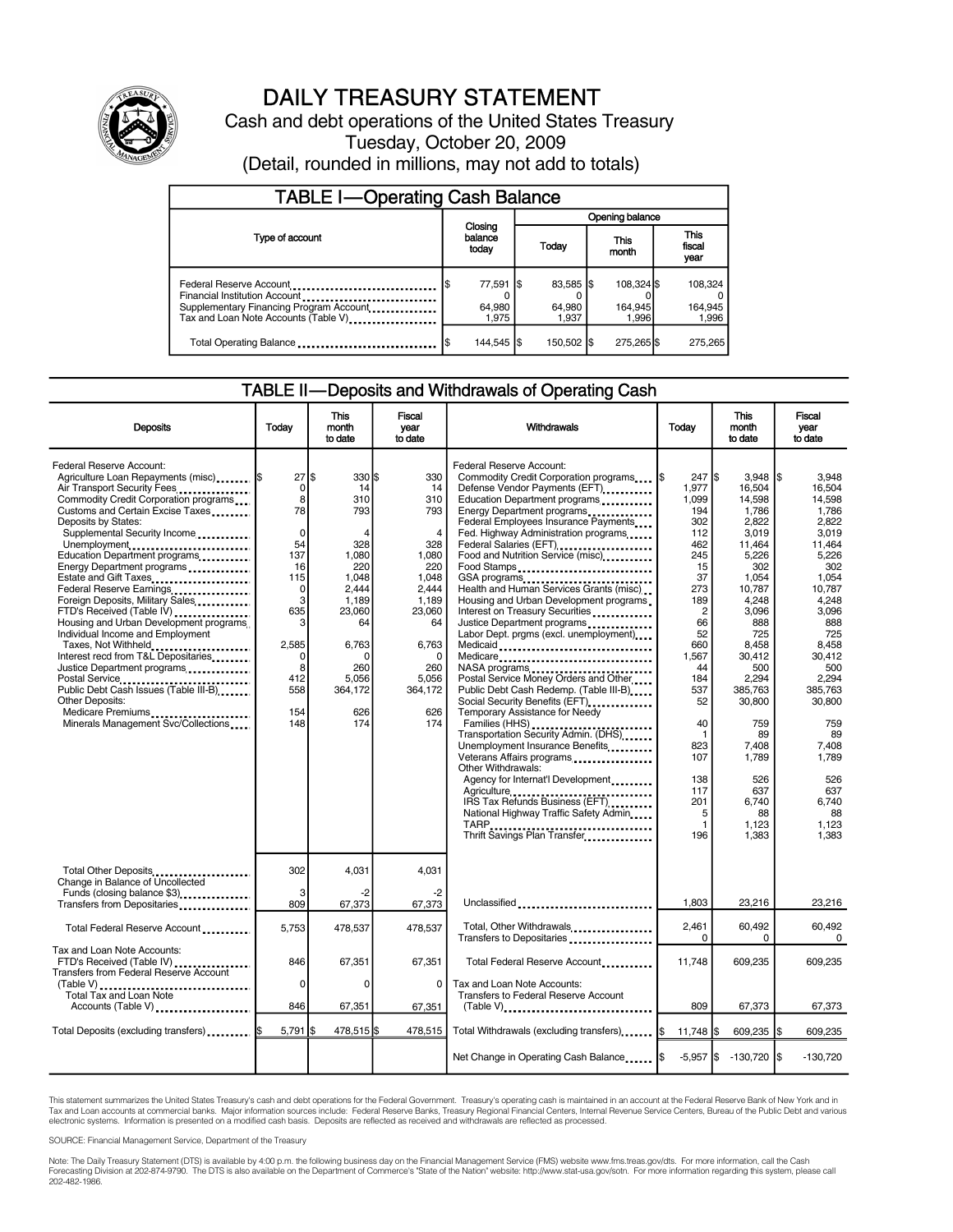# DAILY TREASURY STATEMENT

Cash and debt operations of the United States Treasury

Tuesday, October 20, 2009

(Detail, rounded in millions, may not add to totals)

## TABLE I—Operating Cash Balance

| Type of account | Closing balance today | Opening balance Today | Opening balance This month | Opening balance This fiscal year |
|---|---|---|---|---|
| Federal Reserve Account | $ 77,591 | $ 83,585 | $ 108,324 | $ 108,324 |
| Financial Institution Account | 0 | 0 | 0 | 0 |
| Supplementary Financing Program Account | 64,980 | 64,980 | 164,945 | 164,945 |
| Tax and Loan Note Accounts (Table V) | 1,975 | 1,937 | 1,996 | 1,996 |
| Total Operating Balance | $ 144,545 | $ 150,502 | $ 275,265 | $ 275,265 |

## TABLE II—Deposits and Withdrawals of Operating Cash

| Deposits | Today | This month to date | Fiscal year to date |
|---|---|---|---|
| Federal Reserve Account: | | | |
| Agriculture Loan Repayments (misc) | $ 27 | $ 330 | $ 330 |
| Air Transport Security Fees | 0 | 14 | 14 |
| Commodity Credit Corporation programs | 8 | 310 | 310 |
| Customs and Certain Excise Taxes | 78 | 793 | 793 |
| Deposits by States: | | | |
| Supplemental Security Income | 0 | 4 | 4 |
| Unemployment | 54 | 328 | 328 |
| Education Department programs | 137 | 1,080 | 1,080 |
| Energy Department programs | 16 | 220 | 220 |
| Estate and Gift Taxes | 115 | 1,048 | 1,048 |
| Federal Reserve Earnings | 0 | 2,444 | 2,444 |
| Foreign Deposits, Military Sales | 3 | 1,189 | 1,189 |
| FTD's Received (Table IV) | 635 | 23,060 | 23,060 |
| Housing and Urban Development programs | 3 | 64 | 64 |
| Individual Income and Employment Taxes, Not Withheld | 2,585 | 6,763 | 6,763 |
| Interest recd from T&L Depositaries | 0 | 0 | 0 |
| Justice Department programs | 8 | 260 | 260 |
| Postal Service | 412 | 5,056 | 5,056 |
| Public Debt Cash Issues (Table III-B) | 558 | 364,172 | 364,172 |
| Other Deposits: | | | |
| Medicare Premiums | 154 | 626 | 626 |
| Minerals Management Svc/Collections | 148 | 174 | 174 |
| Total Other Deposits | 302 | 4,031 | 4,031 |
| Change in Balance of Uncollected Funds (closing balance $3) | 3 | -2 | -2 |
| Transfers from Depositaries | 809 | 67,373 | 67,373 |
| Total Federal Reserve Account | 5,753 | 478,537 | 478,537 |
| Tax and Loan Note Accounts: | | | |
| FTD's Received (Table IV) | 846 | 67,351 | 67,351 |
| Transfers from Federal Reserve Account (Table V) | 0 | 0 | 0 |
| Total Tax and Loan Note Accounts (Table V) | 846 | 67,351 | 67,351 |
| Total Deposits (excluding transfers) | $ 5,791 | $ 478,515 | $ 478,515 |

| Withdrawals | Today | This month to date | Fiscal year to date |
|---|---|---|---|
| Federal Reserve Account: | | | |
| Commodity Credit Corporation programs | $ 247 | $ 3,948 | $ 3,948 |
| Defense Vendor Payments (EFT) | 1,977 | 16,504 | 16,504 |
| Education Department programs | 1,099 | 14,598 | 14,598 |
| Energy Department programs | 194 | 1,786 | 1,786 |
| Federal Employees Insurance Payments | 302 | 2,822 | 2,822 |
| Fed. Highway Administration programs | 112 | 3,019 | 3,019 |
| Federal Salaries (EFT) | 462 | 11,464 | 11,464 |
| Food and Nutrition Service (misc) | 245 | 5,226 | 5,226 |
| Food Stamps | 15 | 302 | 302 |
| GSA programs | 37 | 1,054 | 1,054 |
| Health and Human Services Grants (misc) | 273 | 10,787 | 10,787 |
| Housing and Urban Development programs | 189 | 4,248 | 4,248 |
| Interest on Treasury Securities | 2 | 3,096 | 3,096 |
| Justice Department programs | 66 | 888 | 888 |
| Labor Dept. prgms (excl. unemployment) | 52 | 725 | 725 |
| Medicaid | 660 | 8,458 | 8,458 |
| Medicare | 1,567 | 30,412 | 30,412 |
| NASA programs | 44 | 500 | 500 |
| Postal Service Money Orders and Other | 184 | 2,294 | 2,294 |
| Public Debt Cash Redemp. (Table III-B) | 537 | 385,763 | 385,763 |
| Social Security Benefits (EFT) | 52 | 30,800 | 30,800 |
| Temporary Assistance for Needy Families (HHS) | 40 | 759 | 759 |
| Transportation Security Admin. (DHS) | 1 | 89 | 89 |
| Unemployment Insurance Benefits | 823 | 7,408 | 7,408 |
| Veterans Affairs programs | 107 | 1,789 | 1,789 |
| Other Withdrawals: | | | |
| Agency for Internat'l Development | 138 | 526 | 526 |
| Agriculture | 117 | 637 | 637 |
| IRS Tax Refunds Business (EFT) | 201 | 6,740 | 6,740 |
| National Highway Traffic Safety Admin | 5 | 88 | 88 |
| TARP | 1 | 1,123 | 1,123 |
| Thrift Savings Plan Transfer | 196 | 1,383 | 1,383 |
| Unclassified | 1,803 | 23,216 | 23,216 |
| Total, Other Withdrawals | 2,461 | 60,492 | 60,492 |
| Transfers to Depositaries | 0 | 0 | 0 |
| Total Federal Reserve Account | 11,748 | 609,235 | 609,235 |
| Tax and Loan Note Accounts: | | | |
| Transfers to Federal Reserve Account (Table V) | 809 | 67,373 | 67,373 |
| Total Withdrawals (excluding transfers) | $ 11,748 | $ 609,235 | $ 609,235 |
| Net Change in Operating Cash Balance | $ -5,957 | $ -130,720 | $ -130,720 |

This statement summarizes the United States Treasury's cash and debt operations for the Federal Government. Treasury's operating cash is maintained in an account at the Federal Reserve Bank of New York and in Tax and Loan accounts at commercial banks. Major information sources include: Federal Reserve Banks, Treasury Regional Financial Centers, Internal Revenue Service Centers, Bureau of the Public Debt and various electronic systems. Information is presented on a modified cash basis. Deposits are reflected as received and withdrawals are reflected as processed.

SOURCE: Financial Management Service, Department of the Treasury

Note: The Daily Treasury Statement (DTS) is available by 4:00 p.m. the following business day on the Financial Management Service (FMS) website www.fms.treas.gov/dts. For more information, call the Cash Forecasting Division at 202-874-9790. The DTS is also available on the Department of Commerce's "State of the Nation" website: http://www.stat-usa.gov/sotn. For more information regarding this system, please call 202-482-1986.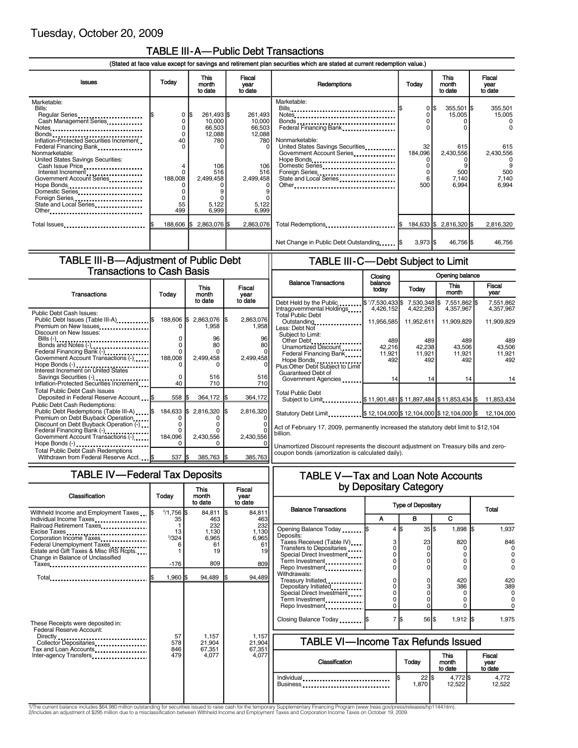Tuesday, October 20, 2009

## TABLE III-A—Public Debt Transactions

(Stated at face value except for savings and retirement plan securities which are stated at current redemption value.)

| Issues | Today | This month to date | Fiscal year to date |
|---|---|---|---|
| Marketable: | | | |
| Bills: | | | |
| Regular Series | $ 0 | $ 261,493 | $ 261,493 |
| Cash Management Series | 0 | 10,000 | 10,000 |
| Notes | 0 | 66,503 | 66,503 |
| Bonds | 0 | 12,088 | 12,088 |
| Inflation-Protected Securities Increment | 40 | 780 | 780 |
| Federal Financing Bank | 0 | 0 | 0 |
| Nonmarketable: | | | |
| United States Savings Securities: | | | |
| Cash Issue Price | 4 | 106 | 106 |
| Interest Increment | 0 | 516 | 516 |
| Government Account Series | 188,008 | 2,499,458 | 2,499,458 |
| Hope Bonds | 0 | 0 | 0 |
| Domestic Series | 0 | 9 | 9 |
| Foreign Series | 0 | 0 | 0 |
| State and Local Series | 55 | 5,122 | 5,122 |
| Other | 499 | 6,999 | 6,999 |
| Total Issues | $ 188,606 | $ 2,863,076 | $ 2,863,076 |

| Redemptions | Today | This month to date | Fiscal year to date |
|---|---|---|---|
| Marketable: | | | |
| Bills | $ 0 | $ 355,501 | $ 355,501 |
| Notes | 0 | 15,005 | 15,005 |
| Bonds | 0 | 0 | 0 |
| Federal Financing Bank | 0 | 0 | 0 |
| Nonmarketable: | | | |
| United States Savings Securities | 32 | 615 | 615 |
| Government Account Series | 184,096 | 2,430,556 | 2,430,556 |
| Hope Bonds | 0 | 0 | 0 |
| Domestic Series | 0 | 9 | 9 |
| Foreign Series | 0 | 500 | 500 |
| State and Local Series | 6 | 7,140 | 7,140 |
| Other | 500 | 6,994 | 6,994 |
| Total Redemptions | $ 184,633 | $ 2,816,320 | $ 2,816,320 |
| Net Change in Public Debt Outstanding | $ 3,973 | $ 46,756 | $ 46,756 |

## TABLE III-B—Adjustment of Public Debt Transactions to Cash Basis

| Transactions | Today | This month to date | Fiscal year to date |
|---|---|---|---|
| Public Debt Cash Issues: | | | |
| Public Debt Issues (Table III-A) | $ 188,606 | $ 2,863,076 | $ 2,863,076 |
| Premium on New Issues | 0 | 1,958 | 1,958 |
| Discount on New Issues: | | | |
| Bills (-) | 0 | 96 | 96 |
| Bonds and Notes (-) | 0 | 80 | 80 |
| Federal Financing Bank (-) | 0 | 0 | 0 |
| Government Account Transactions (-) | 188,008 | 2,499,458 | 2,499,458 |
| Hope Bonds (-) | 0 | 0 | 0 |
| Interest Increment on United States Savings Securities (-) | 0 | 516 | 516 |
| Inflation-Protected Securities Increment | 40 | 710 | 710 |
| Total Public Debt Cash Issues Deposited in Federal Reserve Account | $ 558 | $ 364,172 | $ 364,172 |
| Public Debt Cash Redemptions: | | | |
| Public Debt Redemptions (Table III-A) | $ 184,633 | $ 2,816,320 | $ 2,816,320 |
| Premium on Debt Buyback Operation | 0 | 0 | 0 |
| Discount on Debt Buyback Operation (-) | 0 | 0 | 0 |
| Federal Financing Bank (-) | 0 | 0 | 0 |
| Government Account Transactions (-) | 184,096 | 2,430,556 | 2,430,556 |
| Hope Bonds (-) | 0 | 0 | 0 |
| Total Public Debt Cash Redemptions Withdrawn from Federal Reserve Acct. | $ 537 | $ 385,763 | $ 385,763 |

## TABLE III-C—Debt Subject to Limit

| Balance Transactions | Closing balance today | Opening balance | | |
|---|---|---|---|---|
| | | Today | This month | Fiscal year |
| Debt Held by the Public | $ [1]7,530,433 | $ 7,530,348 | $ 7,551,862 | $ 7,551,862 |
| Intragovernmental Holdings | 4,426,152 | 4,422,263 | 4,357,967 | 4,357,967 |
| Total Public Debt Outstanding | 11,956,585 | 11,952,611 | 11,909,829 | 11,909,829 |
| Less: Debt Not Subject to Limit: | | | | |
| Other Debt | 489 | 489 | 489 | 489 |
| Unamortized Discount | 42,216 | 42,238 | 43,506 | 43,506 |
| Federal Financing Bank | 11,921 | 11,921 | 11,921 | 11,921 |
| Hope Bonds | 492 | 492 | 492 | 492 |
| Plus: Other Debt Subject to Limit | | | | |
| Guaranteed Debt of Government Agencies | 14 | 14 | 14 | 14 |
| Total Public Debt Subject to Limit | $ 11,901,481 | $ 11,897,484 | $ 11,853,434 | $ 11,853,434 |
| Statutory Debt Limit | $ 12,104,000 | $ 12,104,000 | $ 12,104,000 | $ 12,104,000 |

Act of February 17, 2009, permanently increased the statutory debt limit to $12,104 billion.

Unamortized Discount represents the discount adjustment on Treasury bills and zero-coupon bonds (amortization is calculated daily).

## TABLE IV—Federal Tax Deposits

| Classification | Today | This month to date | Fiscal year to date |
|---|---|---|---|
| Withheld Income and Employment Taxes | $ [2]1,756 | $ 84,811 | $ 84,811 |
| Individual Income Taxes | 35 | 463 | 463 |
| Railroad Retirement Taxes | 1 | 232 | 232 |
| Excise Taxes | 13 | 1,130 | 1,130 |
| Corporation Income Taxes | [2]324 | 6,965 | 6,965 |
| Federal Unemployment Taxes | 6 | 61 | 61 |
| Estate and Gift Taxes & Misc IRS Rcpts. | 1 | 19 | 19 |
| Change in Balance of Unclassified Taxes | -176 | 809 | 809 |
| Total | $ 1,960 | $ 94,489 | $ 94,489 |
| These Receipts were deposited in: | | | |
| Federal Reserve Account: | | | |
| Directly | 57 | 1,157 | 1,157 |
| Collector Depositaries | 578 | 21,904 | 21,904 |
| Tax and Loan Accounts | 846 | 67,351 | 67,351 |
| Inter-agency Transfers | 479 | 4,077 | 4,077 |

## TABLE V—Tax and Loan Note Accounts by Depositary Category

| Balance Transactions | Type of Depositary | | | Total |
|---|---|---|---|---|
| | A | B | C | |
| Opening Balance Today | $ 4 | $ 35 | $ 1,898 | $ 1,937 |
| Deposits: | | | | |
| Taxes Received (Table IV) | 3 | 23 | 820 | 846 |
| Transfers to Depositaries | 0 | 0 | 0 | 0 |
| Special Direct Investment | 0 | 0 | 0 | 0 |
| Term Investment | 0 | 0 | 0 | 0 |
| Repo Investment | 0 | 0 | 0 | 0 |
| Withdrawals: | | | | |
| Treasury Initiated | 0 | 0 | 420 | 420 |
| Depositary Initiated | 0 | 3 | 386 | 389 |
| Special Direct Investment | 0 | 0 | 0 | 0 |
| Term Investment | 0 | 0 | 0 | 0 |
| Repo Investment | 0 | 0 | 0 | 0 |
| Closing Balance Today | $ 7 | $ 56 | $ 1,912 | $ 1,975 |

## TABLE VI—Income Tax Refunds Issued

| Classification | Today | This month to date | Fiscal year to date |
|---|---|---|---|
| Individual | $ 22 | $ 4,772 | $ 4,772 |
| Business | 1,870 | 12,522 | 12,522 |

1/The current balance includes $64,980 million outstanding for securities issued to raise cash for the temporary Supplementary Financing Program (www.treas.gov/press/releases/hp1144.htm).
2/Includes an adjustment of $295 million due to a misclassification between Withheld Income and Employment Taxes and Corporation Income Taxes on October 19, 2009.